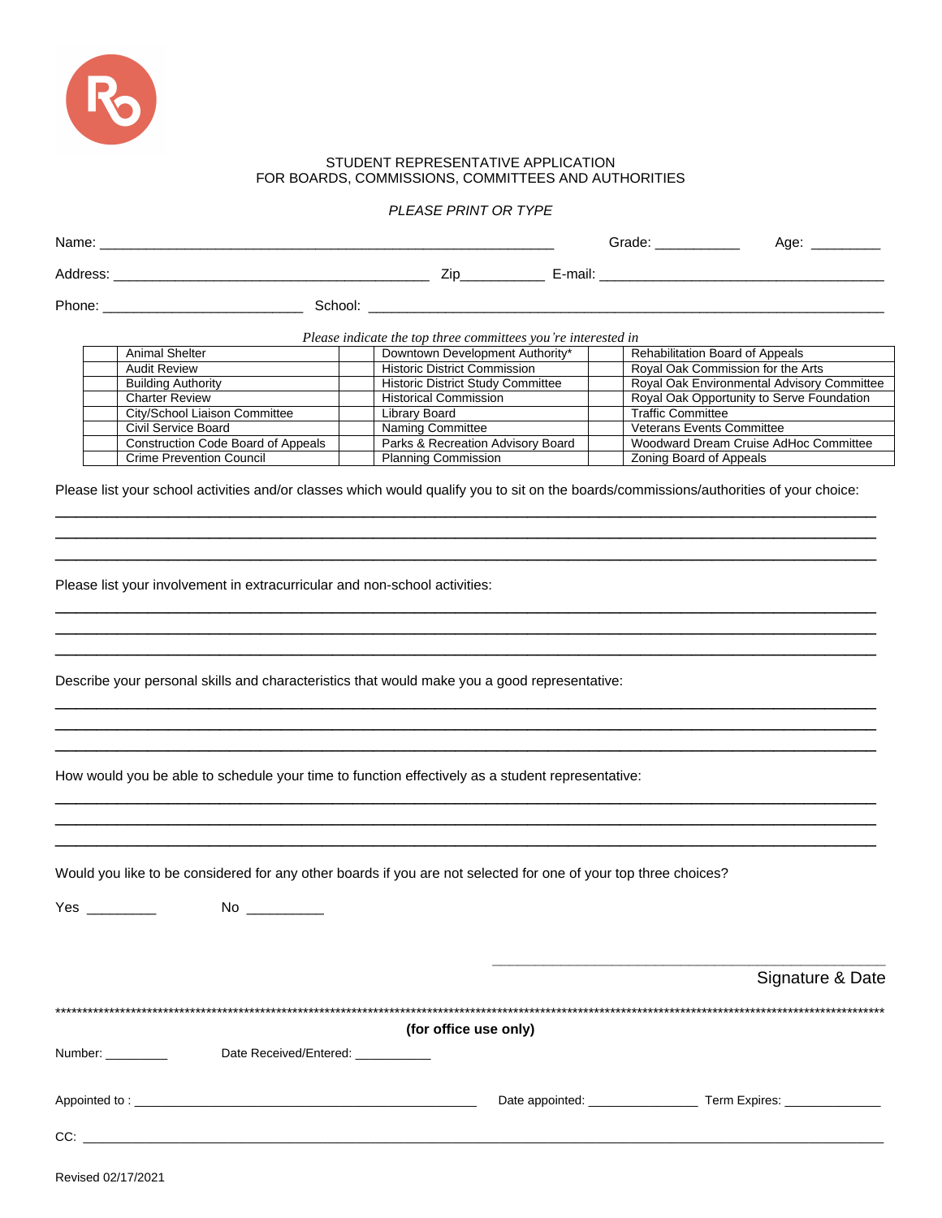STUDENT REPRESENTATIVE APPLICATION
FOR BOARDS, COMMISSIONS, COMMITTEES AND AUTHORITIES

*PLEASE PRINT OR TYPE*

Name: ________________________________________________ Grade: __________ Age: ________

Address: ___________________________________ Zip__________ E-mail: _______________________________

Phone: ______________________ School: _________________________________________________________

*Please indicate the top three committees you're interested in*

| | | | | | |
|---|---|---|---|---|---|
| | Animal Shelter | | Downtown Development Authority* | | Rehabilitation Board of Appeals |
| | Audit Review | | Historic District Commission | | Royal Oak Commission for the Arts |
| | Building Authority | | Historic District Study Committee | | Royal Oak Environmental Advisory Committee |
| | Charter Review | | Historical Commission | | Royal Oak Opportunity to Serve Foundation |
| | City/School Liaison Committee | | Library Board | | Traffic Committee |
| | Civil Service Board | | Naming Committee | | Veterans Events Committee |
| | Construction Code Board of Appeals | | Parks & Recreation Advisory Board | | Woodward Dream Cruise AdHoc Committee |
| | Crime Prevention Council | | Planning Commission | | Zoning Board of Appeals |

Please list your school activities and/or classes which would qualify you to sit on the boards/commissions/authorities of your choice:

______________________________________________________________________________________

______________________________________________________________________________________

______________________________________________________________________________________

Please list your involvement in extracurricular and non-school activities:

______________________________________________________________________________________

______________________________________________________________________________________

______________________________________________________________________________________

Describe your personal skills and characteristics that would make you a good representative:

______________________________________________________________________________________

______________________________________________________________________________________

______________________________________________________________________________________

How would you be able to schedule your time to function effectively as a student representative:

______________________________________________________________________________________

______________________________________________________________________________________

______________________________________________________________________________________

Would you like to be considered for any other boards if you are not selected for one of your top three choices?

Yes ________ No _________

_______________________________________
Signature & Date

**************************************************************************************************************

**(for office use only)**

Number: ________ Date Received/Entered: __________

Appointed to : _____________________________________ Date appointed: ______________ Term Expires: ____________

CC: ___________________________________________________________________________________

Revised 02/17/2021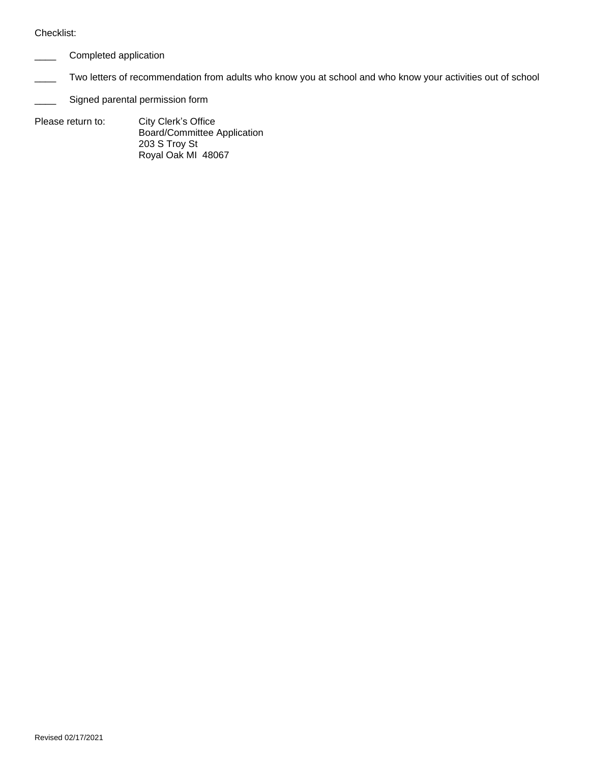Checklist:

____ Completed application

____ Two letters of recommendation from adults who know you at school and who know your activities out of school

____ Signed parental permission form

Please return to: City Clerk's Office
Board/Committee Application
203 S Troy St
Royal Oak MI 48067

Revised 02/17/2021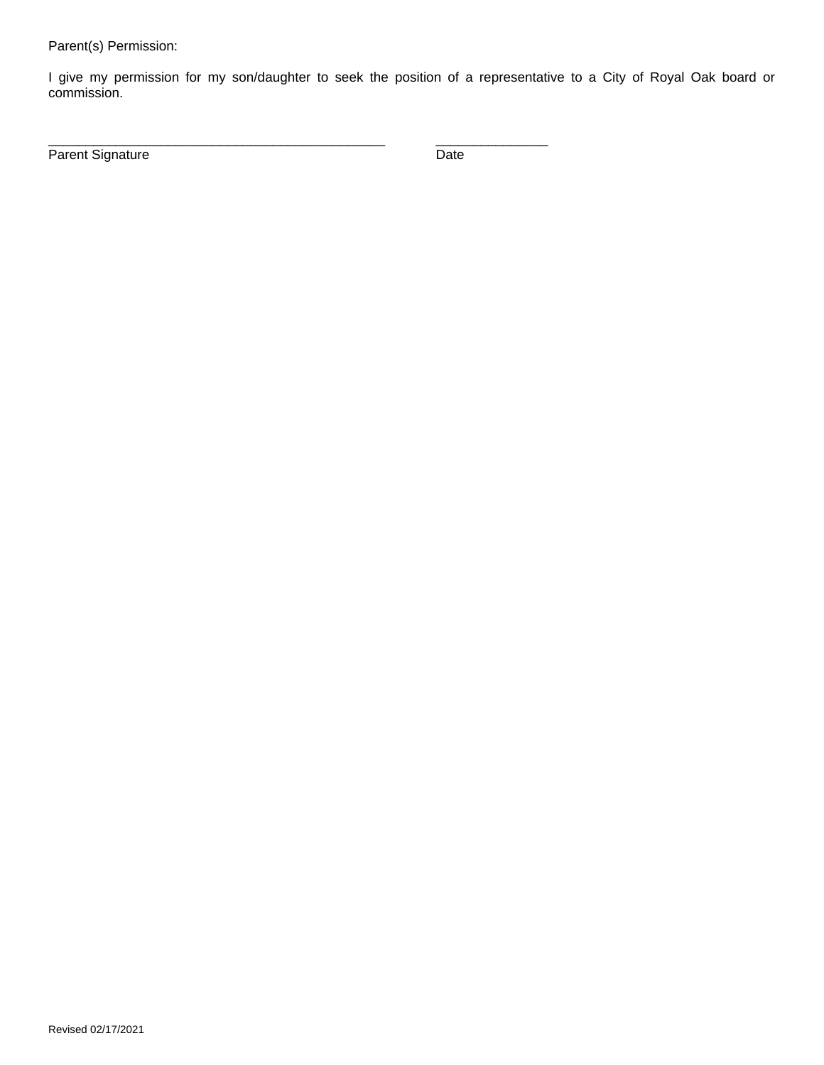Parent(s) Permission:

I give my permission for my son/daughter to seek the position of a representative to a City of Royal Oak board or commission.

_______________________________________________ _______________

Parent Signature Date

Revised 02/17/2021